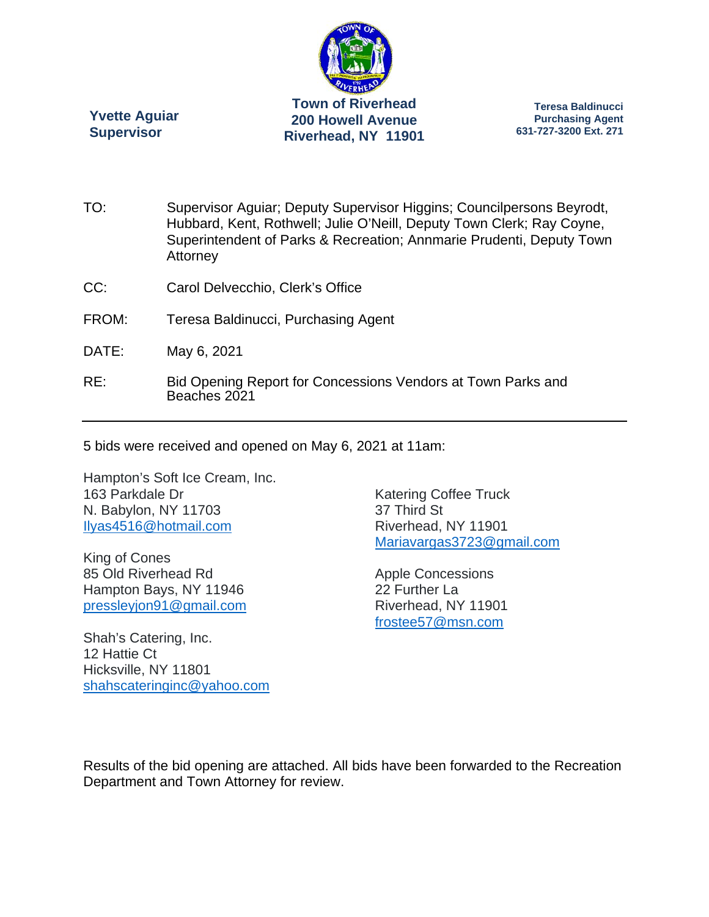**Yvette Aguiar**
**Supervisor**

**Town of Riverhead**
**200 Howell Avenue**
**Riverhead, NY 11901**

**Teresa Baldinucci**
**Purchasing Agent**
**631-727-3200 Ext. 271**

TO: Supervisor Aguiar; Deputy Supervisor Higgins; Councilpersons Beyrodt, Hubbard, Kent, Rothwell; Julie O'Neill, Deputy Town Clerk; Ray Coyne, Superintendent of Parks & Recreation; Annmarie Prudenti, Deputy Town Attorney

CC: Carol Delvecchio, Clerk's Office

FROM: Teresa Baldinucci, Purchasing Agent

DATE: May 6, 2021

RE: Bid Opening Report for Concessions Vendors at Town Parks and Beaches 2021

---

5 bids were received and opened on May 6, 2021 at 11am:

Hampton's Soft Ice Cream, Inc.
163 Parkdale Dr
N. Babylon, NY 11703
Ilyas4516@hotmail.com

King of Cones
85 Old Riverhead Rd
Hampton Bays, NY 11946
pressleyjon91@gmail.com

Shah's Catering, Inc.
12 Hattie Ct
Hicksville, NY 11801
shahscateringinc@yahoo.com

Katering Coffee Truck
37 Third St
Riverhead, NY 11901
Mariavargas3723@gmail.com

Apple Concessions
22 Further La
Riverhead, NY 11901
frostee57@msn.com

Results of the bid opening are attached. All bids have been forwarded to the Recreation Department and Town Attorney for review.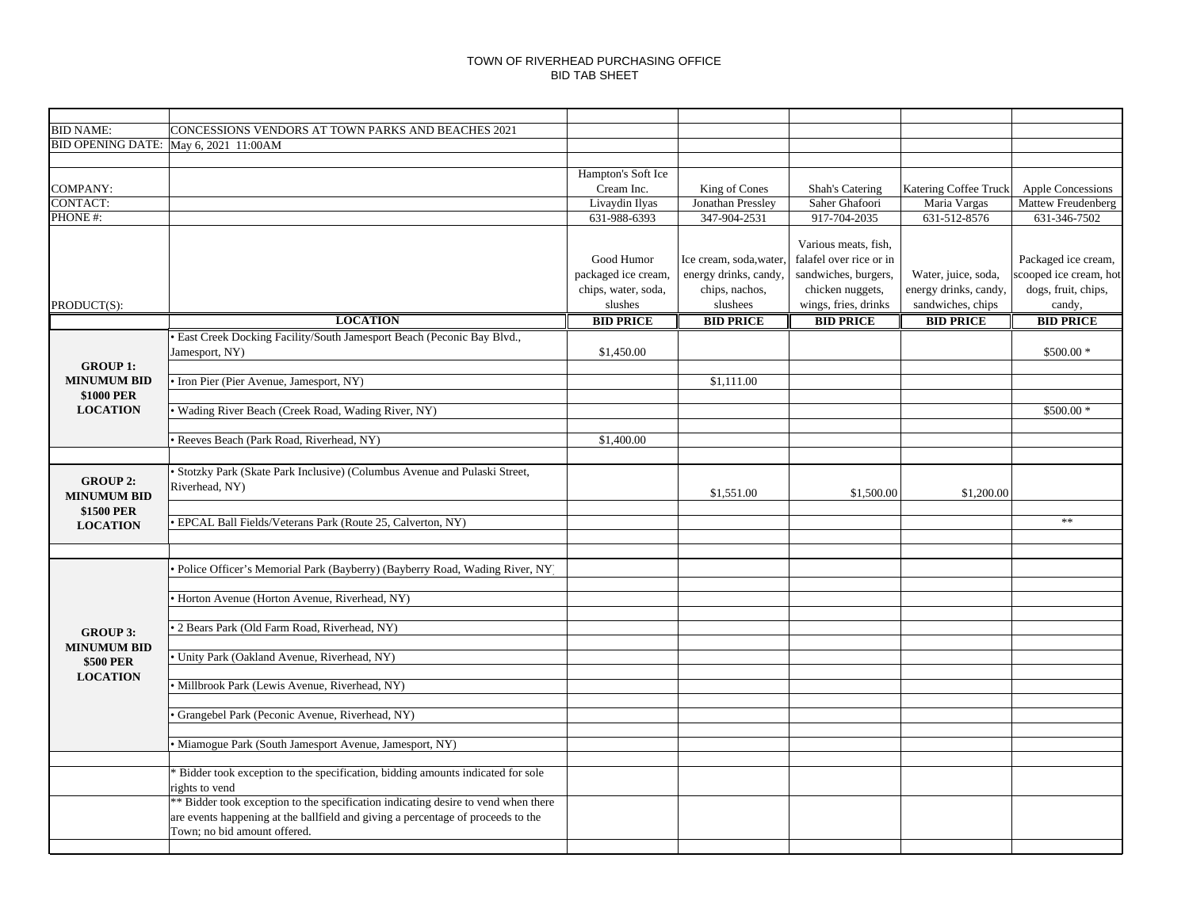TOWN OF RIVERHEAD PURCHASING OFFICE
BID TAB SHEET

| | | | | | | |
|---|---|---|---|---|---|---|
| BID NAME: | CONCESSIONS VENDORS AT TOWN PARKS AND BEACHES 2021 | | | | | |
| BID OPENING DATE: | May 6, 2021 11:00AM | | | | | |
| COMPANY: | | Hampton's Soft Ice Cream Inc. | King of Cones | Shah's Catering | Katering Coffee Truck | Apple Concessions |
| CONTACT: | | Livaydin Ilyas | Jonathan Pressley | Saher Ghafoori | Maria Vargas | Mattew Freudenberg |
| PHONE #: | | 631-988-6393 | 347-904-2531 | 917-704-2035 | 631-512-8576 | 631-346-7502 |
| PRODUCT(S): | | Good Humor packaged ice cream, chips, water, soda, slushes | Ice cream, soda,water, energy drinks, candy, chips, nachos, slushees | Various meats, fish, falafel over rice or in sandwiches, burgers, chicken nuggets, wings, fries, drinks | Water, juice, soda, energy drinks, candy, sandwiches, chips | Packaged ice cream, scooped ice cream, hot dogs, fruit, chips, candy, |
| | **LOCATION** | **BID PRICE** | **BID PRICE** | **BID PRICE** | **BID PRICE** | **BID PRICE** |
| **GROUP 1: MINUMUM BID $1000 PER LOCATION** | • East Creek Docking Facility/South Jamesport Beach (Peconic Bay Blvd., Jamesport, NY) | $1,450.00 | | | | $500.00 * |
| | • Iron Pier (Pier Avenue, Jamesport, NY) | | $1,111.00 | | | |
| | • Wading River Beach (Creek Road, Wading River, NY) | | | | | $500.00 * |
| | • Reeves Beach (Park Road, Riverhead, NY) | $1,400.00 | | | | |
| **GROUP 2: MINUMUM BID $1500 PER LOCATION** | • Stotzky Park (Skate Park Inclusive) (Columbus Avenue and Pulaski Street, Riverhead, NY) | | $1,551.00 | $1,500.00 | $1,200.00 | |
| | • EPCAL Ball Fields/Veterans Park (Route 25, Calverton, NY) | | | | | ** |
| **GROUP 3: MINUMUM BID $500 PER LOCATION** | • Police Officer's Memorial Park (Bayberry) (Bayberry Road, Wading River, NY) | | | | | |
| | • Horton Avenue (Horton Avenue, Riverhead, NY) | | | | | |
| | • 2 Bears Park (Old Farm Road, Riverhead, NY) | | | | | |
| | • Unity Park (Oakland Avenue, Riverhead, NY) | | | | | |
| | • Millbrook Park (Lewis Avenue, Riverhead, NY) | | | | | |
| | • Grangebel Park (Peconic Avenue, Riverhead, NY) | | | | | |
| | • Miamogue Park (South Jamesport Avenue, Jamesport, NY) | | | | | |
| | * Bidder took exception to the specification, bidding amounts indicated for sole rights to vend | | | | | |
| | ** Bidder took exception to the specification indicating desire to vend when there are events happening at the ballfield and giving a percentage of proceeds to the Town; no bid amount offered. | | | | | |